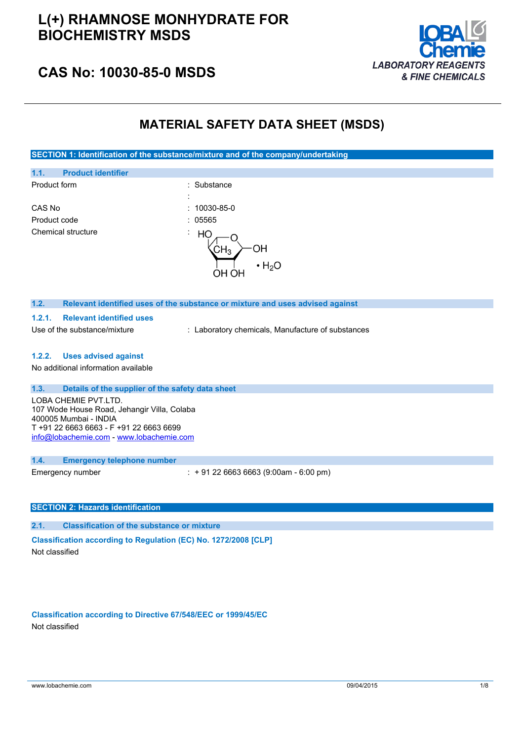# L(+) RHAMNOSE MONHYDRATE FOR BIOCHEMISTRY MSDS

## CAS No: 10030-85-0 MSDS

LOBA Chemie
LABORATORY REAGENTS & FINE CHEMICALS

## MATERIAL SAFETY DATA SHEET (MSDS)

## SECTION 1: Identification of the substance/mixture and of the company/undertaking

### 1.1. Product identifier

| | |
|---|---|
| Product form | : Substance |
| | : |
| CAS No | : 10030-85-0 |
| Product code | : 05565 |
| Chemical structure | : |

### 1.2. Relevant identified uses of the substance or mixture and uses advised against

#### 1.2.1. Relevant identified uses

Use of the substance/mixture : Laboratory chemicals, Manufacture of substances

#### 1.2.2. Uses advised against

No additional information available

### 1.3. Details of the supplier of the safety data sheet

LOBA CHEMIE PVT.LTD.
107 Wode House Road, Jehangir Villa, Colaba
400005 Mumbai - INDIA
T +91 22 6663 6663 - F +91 22 6663 6699
info@lobachemie.com - www.lobachemie.com

### 1.4. Emergency telephone number

Emergency number : + 91 22 6663 6663 (9:00am - 6:00 pm)

## SECTION 2: Hazards identification

### 2.1. Classification of the substance or mixture

**Classification according to Regulation (EC) No. 1272/2008 [CLP]**

Not classified

**Classification according to Directive 67/548/EEC or 1999/45/EC**

Not classified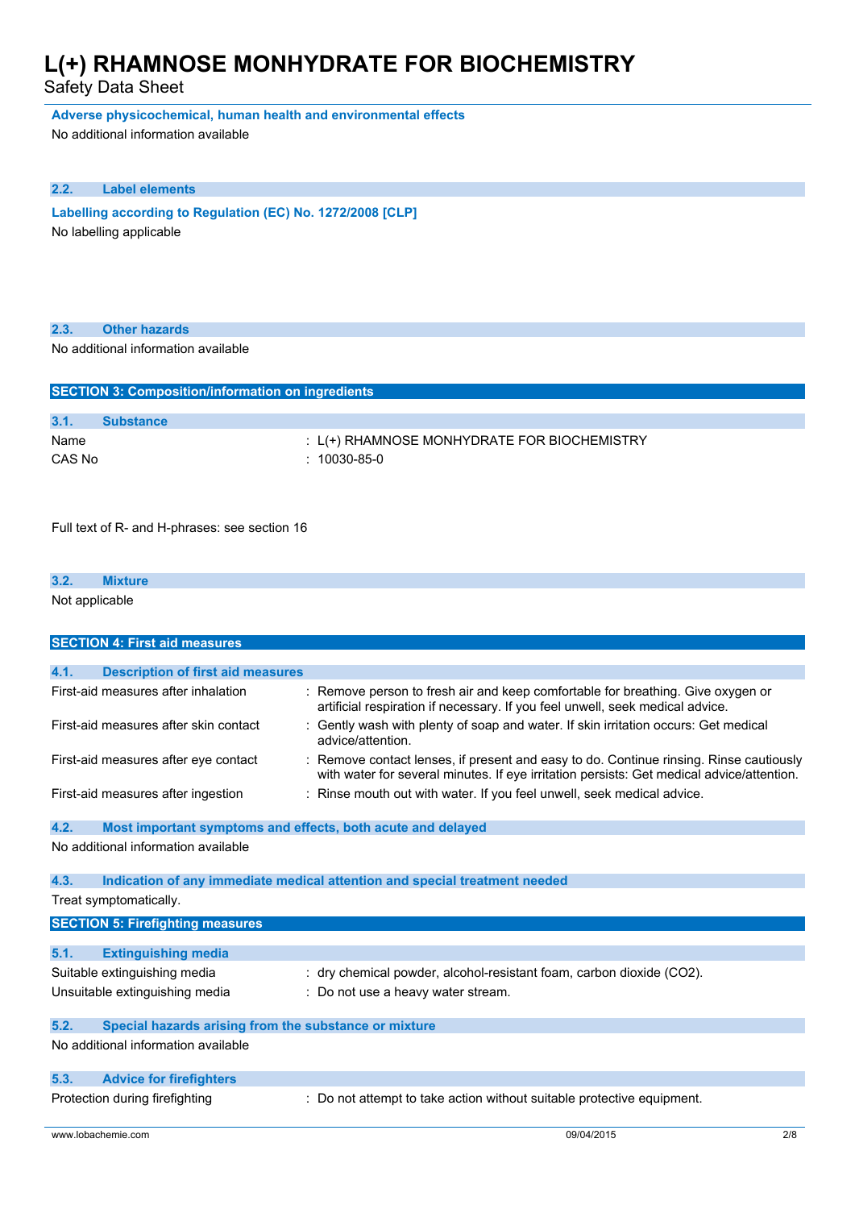**Adverse physicochemical, human health and environmental effects**

No additional information available

### 2.2. Label elements

**Labelling according to Regulation (EC) No. 1272/2008 [CLP]**

No labelling applicable

### 2.3. Other hazards

No additional information available

## SECTION 3: Composition/information on ingredients

### 3.1. Substance

| | |
|---|---|
| Name | : L(+) RHAMNOSE MONHYDRATE FOR BIOCHEMISTRY |
| CAS No | : 10030-85-0 |

Full text of R- and H-phrases: see section 16

### 3.2. Mixture

Not applicable

## SECTION 4: First aid measures

### 4.1. Description of first aid measures

| | |
|---|---|
| First-aid measures after inhalation | : Remove person to fresh air and keep comfortable for breathing. Give oxygen or artificial respiration if necessary. If you feel unwell, seek medical advice. |
| First-aid measures after skin contact | : Gently wash with plenty of soap and water. If skin irritation occurs: Get medical advice/attention. |
| First-aid measures after eye contact | : Remove contact lenses, if present and easy to do. Continue rinsing. Rinse cautiously with water for several minutes. If eye irritation persists: Get medical advice/attention. |
| First-aid measures after ingestion | : Rinse mouth out with water. If you feel unwell, seek medical advice. |

### 4.2. Most important symptoms and effects, both acute and delayed

No additional information available

### 4.3. Indication of any immediate medical attention and special treatment needed

Treat symptomatically.

## SECTION 5: Firefighting measures

### 5.1. Extinguishing media

| | |
|---|---|
| Suitable extinguishing media | : dry chemical powder, alcohol-resistant foam, carbon dioxide ($CO_2$). |
| Unsuitable extinguishing media | : Do not use a heavy water stream. |

### 5.2. Special hazards arising from the substance or mixture

No additional information available

### 5.3. Advice for firefighters

| | |
|---|---|
| Protection during firefighting | : Do not attempt to take action without suitable protective equipment. |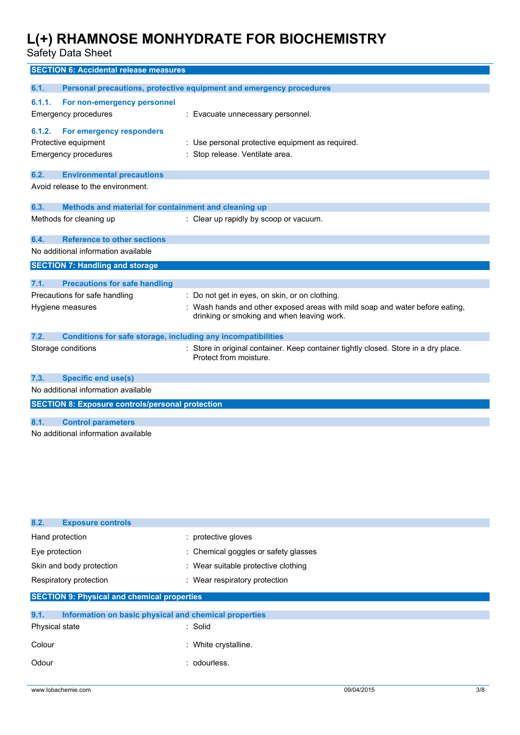## SECTION 6: Accidental release measures

### 6.1. Personal precautions, protective equipment and emergency procedures

#### 6.1.1. For non-emergency personnel

| | |
|---|---|
| Emergency procedures | : Evacuate unnecessary personnel. |

#### 6.1.2. For emergency responders

| | |
|---|---|
| Protective equipment | : Use personal protective equipment as required. |
| Emergency procedures | : Stop release. Ventilate area. |

### 6.2. Environmental precautions

Avoid release to the environment.

### 6.3. Methods and material for containment and cleaning up

| | |
|---|---|
| Methods for cleaning up | : Clear up rapidly by scoop or vacuum. |

### 6.4. Reference to other sections

No additional information available

## SECTION 7: Handling and storage

### 7.1. Precautions for safe handling

| | |
|---|---|
| Precautions for safe handling | : Do not get in eyes, on skin, or on clothing. |
| Hygiene measures | : Wash hands and other exposed areas with mild soap and water before eating, drinking or smoking and when leaving work. |

### 7.2. Conditions for safe storage, including any incompatibilities

| | |
|---|---|
| Storage conditions | : Store in original container. Keep container tightly closed. Store in a dry place. Protect from moisture. |

### 7.3. Specific end use(s)

No additional information available

## SECTION 8: Exposure controls/personal protection

### 8.1. Control parameters

No additional information available

### 8.2. Exposure controls

| | |
|---|---|
| Hand protection | : protective gloves |
| Eye protection | : Chemical goggles or safety glasses |
| Skin and body protection | : Wear suitable protective clothing |
| Respiratory protection | : Wear respiratory protection |

## SECTION 9: Physical and chemical properties

### 9.1. Information on basic physical and chemical properties

| | |
|---|---|
| Physical state | : Solid |
| Colour | : White crystalline. |
| Odour | : odourless. |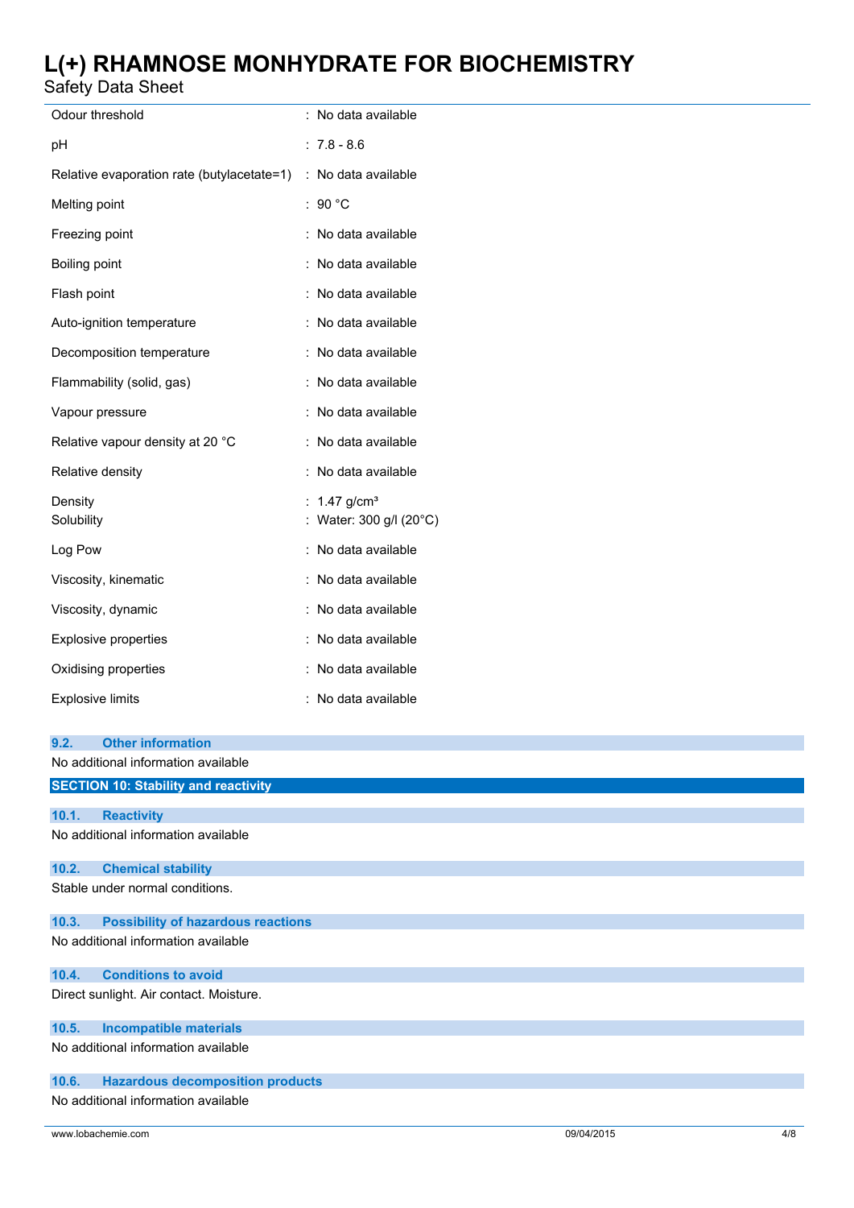| | |
|---|---|
| Odour threshold | : No data available |
| pH | : 7.8 - 8.6 |
| Relative evaporation rate (butylacetate=1) | : No data available |
| Melting point | : 90 °C |
| Freezing point | : No data available |
| Boiling point | : No data available |
| Flash point | : No data available |
| Auto-ignition temperature | : No data available |
| Decomposition temperature | : No data available |
| Flammability (solid, gas) | : No data available |
| Vapour pressure | : No data available |
| Relative vapour density at 20 °C | : No data available |
| Relative density | : No data available |
| Density | : 1.47 g/cm³ |
| Solubility | : Water: 300 g/l (20°C) |
| Log Pow | : No data available |
| Viscosity, kinematic | : No data available |
| Viscosity, dynamic | : No data available |
| Explosive properties | : No data available |
| Oxidising properties | : No data available |
| Explosive limits | : No data available |

### 9.2. Other information

No additional information available

## SECTION 10: Stability and reactivity

### 10.1. Reactivity

No additional information available

### 10.2. Chemical stability

Stable under normal conditions.

### 10.3. Possibility of hazardous reactions

No additional information available

### 10.4. Conditions to avoid

Direct sunlight. Air contact. Moisture.

### 10.5. Incompatible materials

No additional information available

### 10.6. Hazardous decomposition products

No additional information available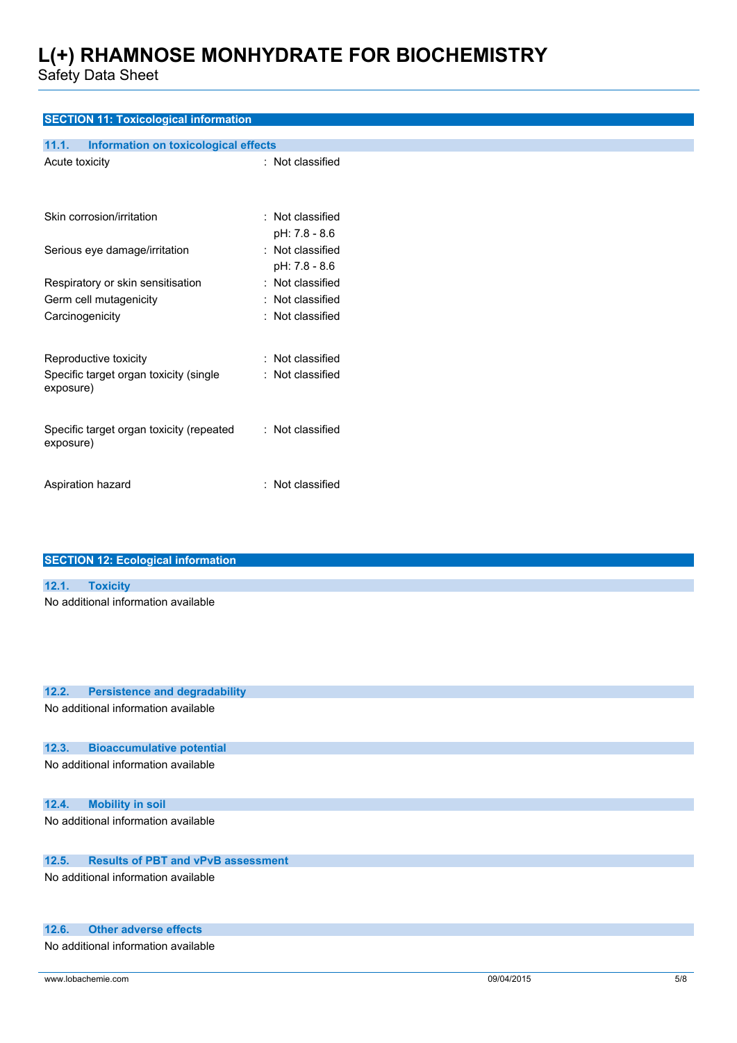## SECTION 11: Toxicological information

### 11.1. Information on toxicological effects

| | |
|---|---|
| Acute toxicity | : Not classified |
| Skin corrosion/irritation | : Not classified<br>pH: 7.8 - 8.6 |
| Serious eye damage/irritation | : Not classified<br>pH: 7.8 - 8.6 |
| Respiratory or skin sensitisation | : Not classified |
| Germ cell mutagenicity | : Not classified |
| Carcinogenicity | : Not classified |
| Reproductive toxicity | : Not classified |
| Specific target organ toxicity (single exposure) | : Not classified |
| Specific target organ toxicity (repeated exposure) | : Not classified |
| Aspiration hazard | : Not classified |

## SECTION 12: Ecological information

### 12.1. Toxicity

No additional information available

### 12.2. Persistence and degradability

No additional information available

### 12.3. Bioaccumulative potential

No additional information available

### 12.4. Mobility in soil

No additional information available

### 12.5. Results of PBT and vPvB assessment

No additional information available

### 12.6. Other adverse effects

No additional information available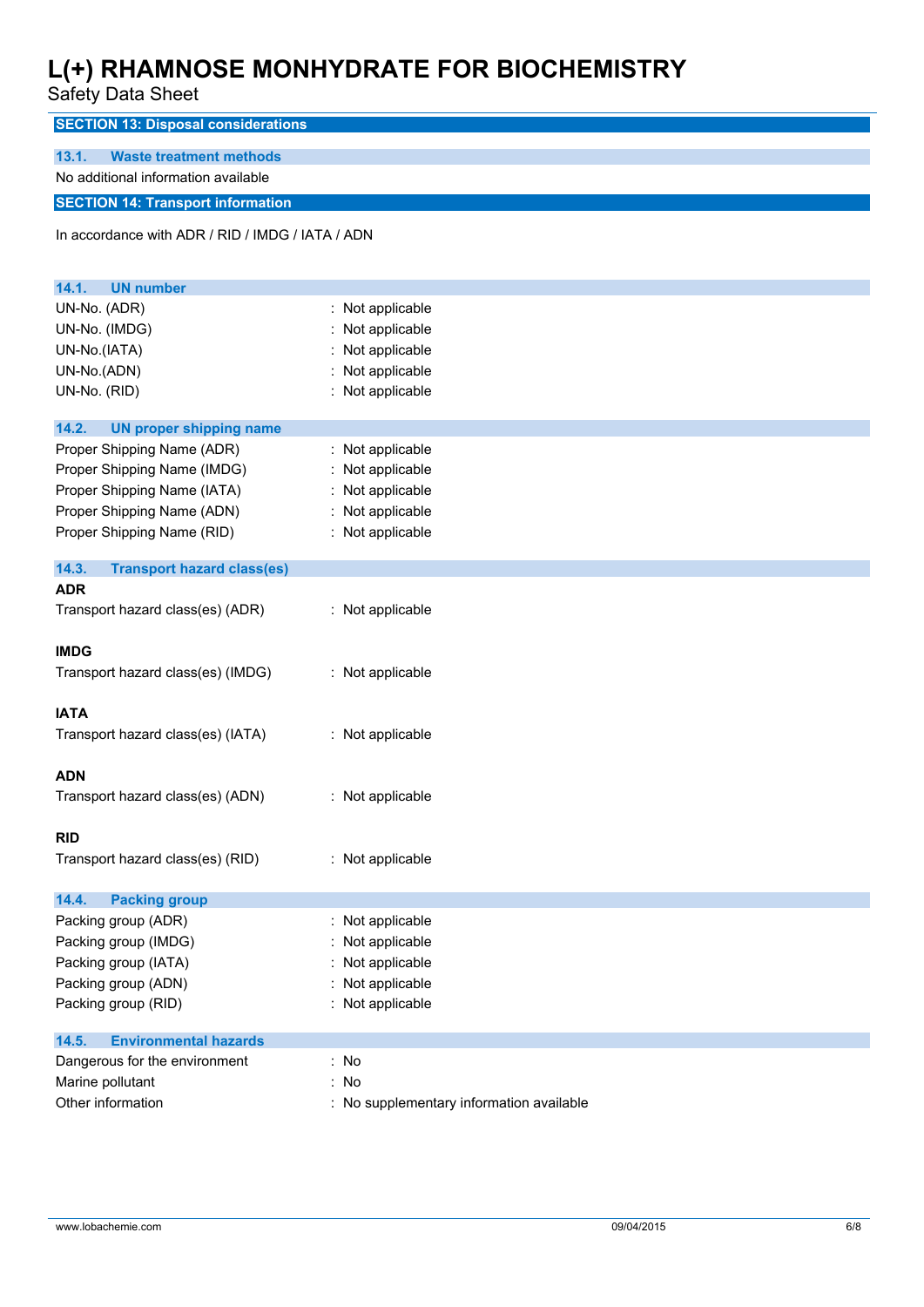## SECTION 13: Disposal considerations

### 13.1. Waste treatment methods

No additional information available

## SECTION 14: Transport information

In accordance with ADR / RID / IMDG / IATA / ADN

### 14.1. UN number

| | |
|---|---|
| UN-No. (ADR) | : Not applicable |
| UN-No. (IMDG) | : Not applicable |
| UN-No.(IATA) | : Not applicable |
| UN-No.(ADN) | : Not applicable |
| UN-No. (RID) | : Not applicable |

### 14.2. UN proper shipping name

| | |
|---|---|
| Proper Shipping Name (ADR) | : Not applicable |
| Proper Shipping Name (IMDG) | : Not applicable |
| Proper Shipping Name (IATA) | : Not applicable |
| Proper Shipping Name (ADN) | : Not applicable |
| Proper Shipping Name (RID) | : Not applicable |

### 14.3. Transport hazard class(es)

**ADR**

Transport hazard class(es) (ADR) : Not applicable

**IMDG**

Transport hazard class(es) (IMDG) : Not applicable

**IATA**

Transport hazard class(es) (IATA) : Not applicable

**ADN**

Transport hazard class(es) (ADN) : Not applicable

**RID**

Transport hazard class(es) (RID) : Not applicable

### 14.4. Packing group

| | |
|---|---|
| Packing group (ADR) | : Not applicable |
| Packing group (IMDG) | : Not applicable |
| Packing group (IATA) | : Not applicable |
| Packing group (ADN) | : Not applicable |
| Packing group (RID) | : Not applicable |

### 14.5. Environmental hazards

| | |
|---|---|
| Dangerous for the environment | : No |
| Marine pollutant | : No |
| Other information | : No supplementary information available |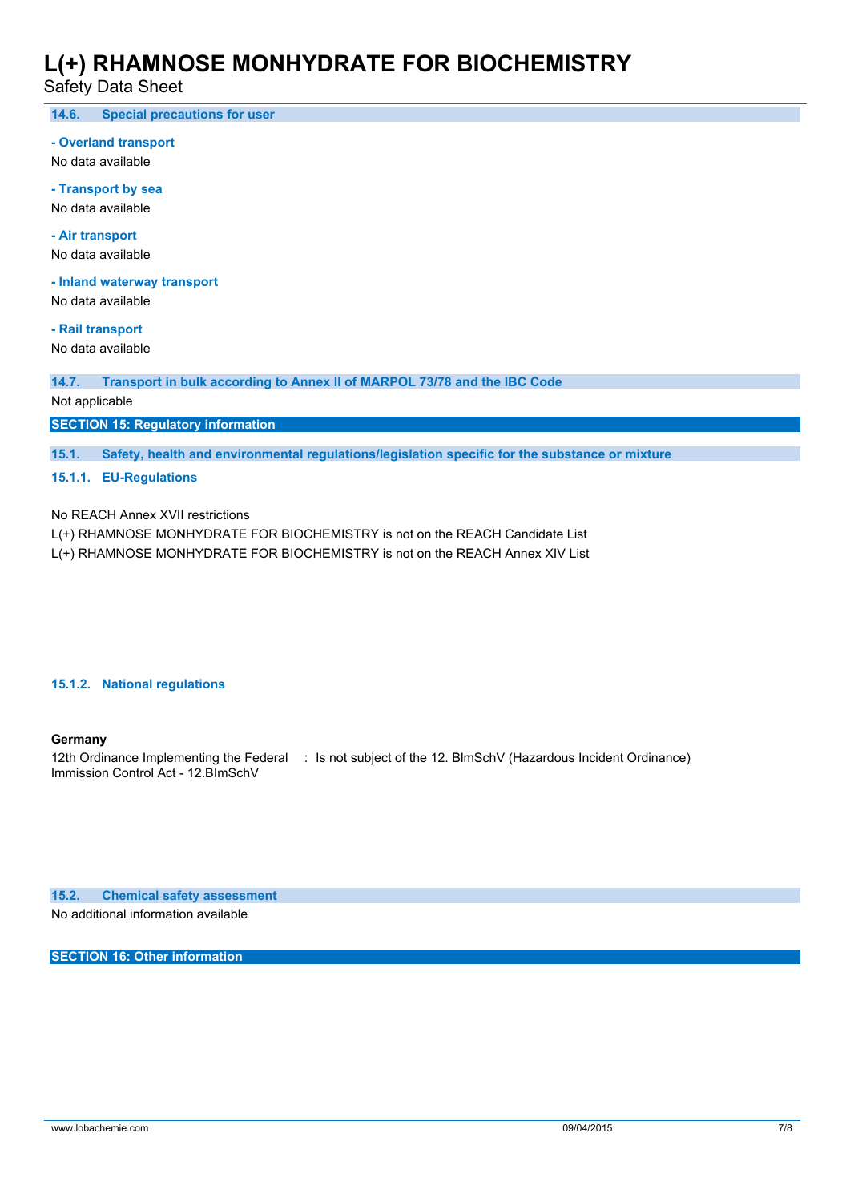### 14.6. Special precautions for user

**- Overland transport**

No data available

**- Transport by sea**

No data available

**- Air transport**

No data available

**- Inland waterway transport**

No data available

**- Rail transport**

No data available

### 14.7. Transport in bulk according to Annex II of MARPOL 73/78 and the IBC Code

Not applicable

## SECTION 15: Regulatory information

### 15.1. Safety, health and environmental regulations/legislation specific for the substance or mixture

#### 15.1.1. EU-Regulations

No REACH Annex XVII restrictions

L(+) RHAMNOSE MONHYDRATE FOR BIOCHEMISTRY is not on the REACH Candidate List

L(+) RHAMNOSE MONHYDRATE FOR BIOCHEMISTRY is not on the REACH Annex XIV List

#### 15.1.2. National regulations

**Germany**

| | |
|---|---|
| 12th Ordinance Implementing the Federal Immission Control Act - 12.BImSchV | : Is not subject of the 12. BlmSchV (Hazardous Incident Ordinance) |

### 15.2. Chemical safety assessment

No additional information available

## SECTION 16: Other information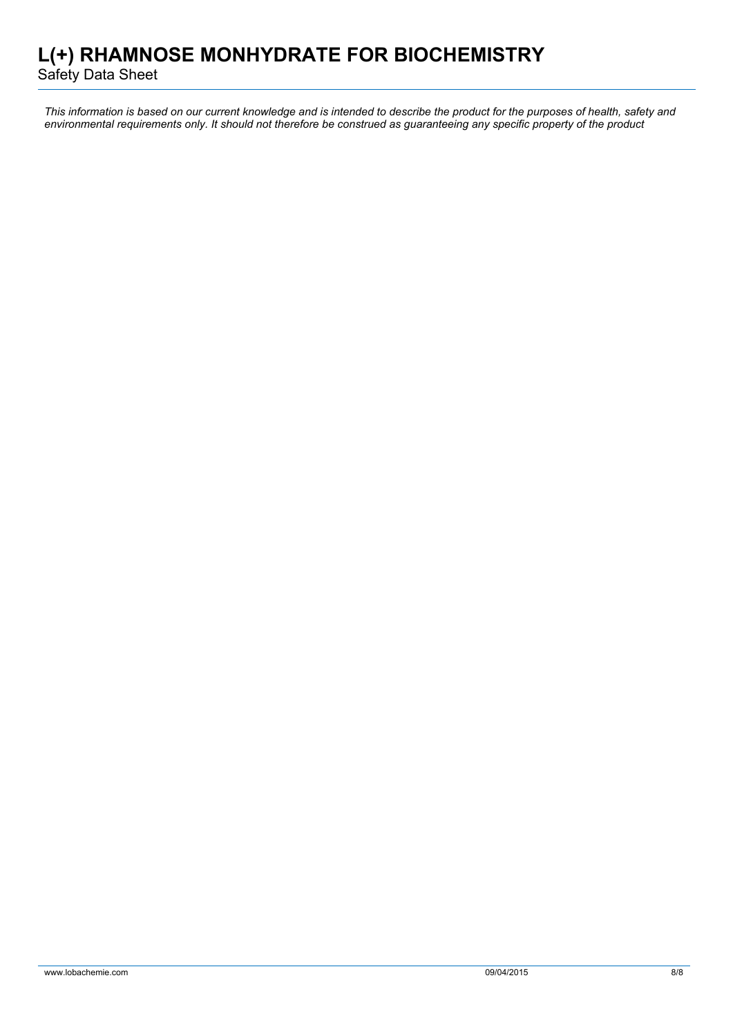*This information is based on our current knowledge and is intended to describe the product for the purposes of health, safety and environmental requirements only. It should not therefore be construed as guaranteeing any specific property of the product*